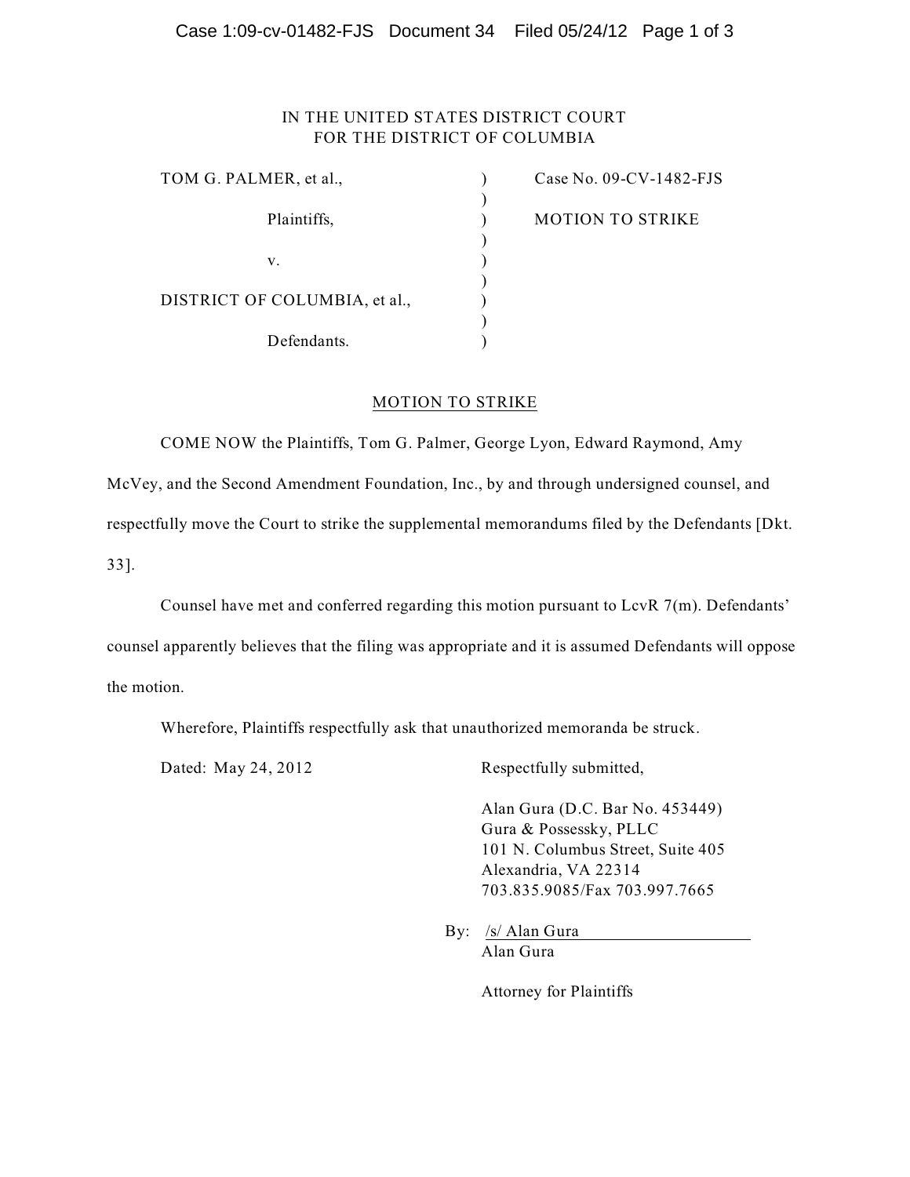IN THE UNITED STATES DISTRICT COURT
FOR THE DISTRICT OF COLUMBIA

| | | |
|---|---|---|
| TOM G. PALMER, et al., | ) | Case No. 09-CV-1482-FJS |
| | ) | |
| Plaintiffs, | ) | MOTION TO STRIKE |
| | ) | |
| v. | ) | |
| | ) | |
| DISTRICT OF COLUMBIA, et al., | ) | |
| | ) | |
| Defendants. | ) | |

## MOTION TO STRIKE

COME NOW the Plaintiffs, Tom G. Palmer, George Lyon, Edward Raymond, Amy McVey, and the Second Amendment Foundation, Inc., by and through undersigned counsel, and respectfully move the Court to strike the supplemental memorandums filed by the Defendants [Dkt. 33].

Counsel have met and conferred regarding this motion pursuant to LcvR 7(m). Defendants' counsel apparently believes that the filing was appropriate and it is assumed Defendants will oppose the motion.

Wherefore, Plaintiffs respectfully ask that unauthorized memoranda be struck.

Dated: May 24, 2012

Respectfully submitted,

Alan Gura (D.C. Bar No. 453449)
Gura & Possessky, PLLC
101 N. Columbus Street, Suite 405
Alexandria, VA 22314
703.835.9085/Fax 703.997.7665

By: /s/ Alan Gura
Alan Gura

Attorney for Plaintiffs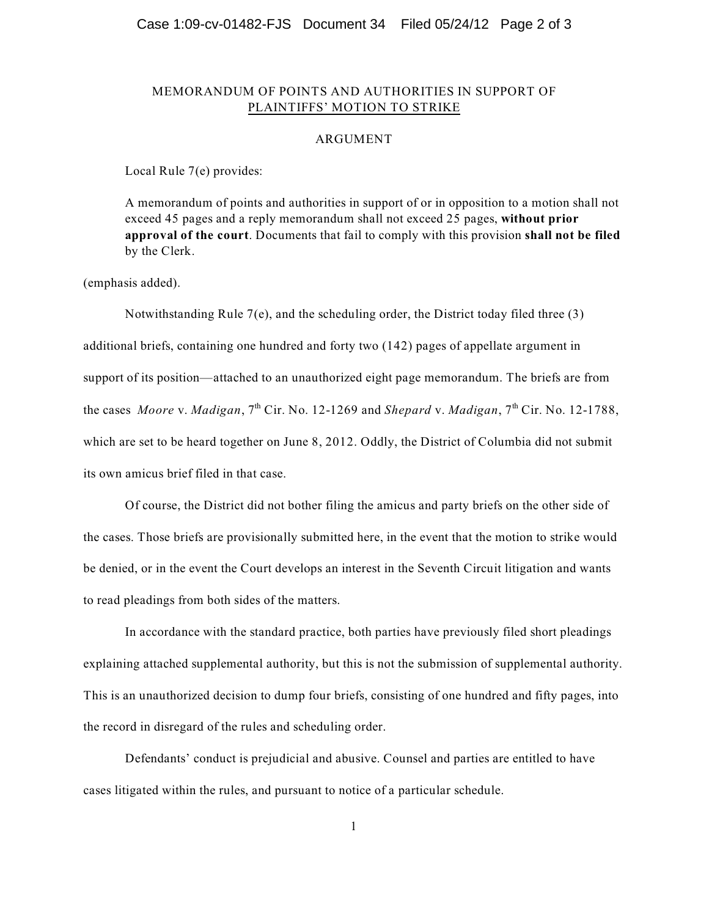## MEMORANDUM OF POINTS AND AUTHORITIES IN SUPPORT OF PLAINTIFFS' MOTION TO STRIKE

### ARGUMENT

Local Rule 7(e) provides:

> A memorandum of points and authorities in support of or in opposition to a motion shall not exceed 45 pages and a reply memorandum shall not exceed 25 pages, **without prior approval of the court**. Documents that fail to comply with this provision **shall not be filed** by the Clerk.

(emphasis added).

Notwithstanding Rule 7(e), and the scheduling order, the District today filed three (3) additional briefs, containing one hundred and forty two (142) pages of appellate argument in support of its position—attached to an unauthorized eight page memorandum. The briefs are from the cases *Moore* v. *Madigan*, 7th Cir. No. 12-1269 and *Shepard* v. *Madigan*, 7th Cir. No. 12-1788, which are set to be heard together on June 8, 2012. Oddly, the District of Columbia did not submit its own amicus brief filed in that case.

Of course, the District did not bother filing the amicus and party briefs on the other side of the cases. Those briefs are provisionally submitted here, in the event that the motion to strike would be denied, or in the event the Court develops an interest in the Seventh Circuit litigation and wants to read pleadings from both sides of the matters.

In accordance with the standard practice, both parties have previously filed short pleadings explaining attached supplemental authority, but this is not the submission of supplemental authority. This is an unauthorized decision to dump four briefs, consisting of one hundred and fifty pages, into the record in disregard of the rules and scheduling order.

Defendants' conduct is prejudicial and abusive. Counsel and parties are entitled to have cases litigated within the rules, and pursuant to notice of a particular schedule.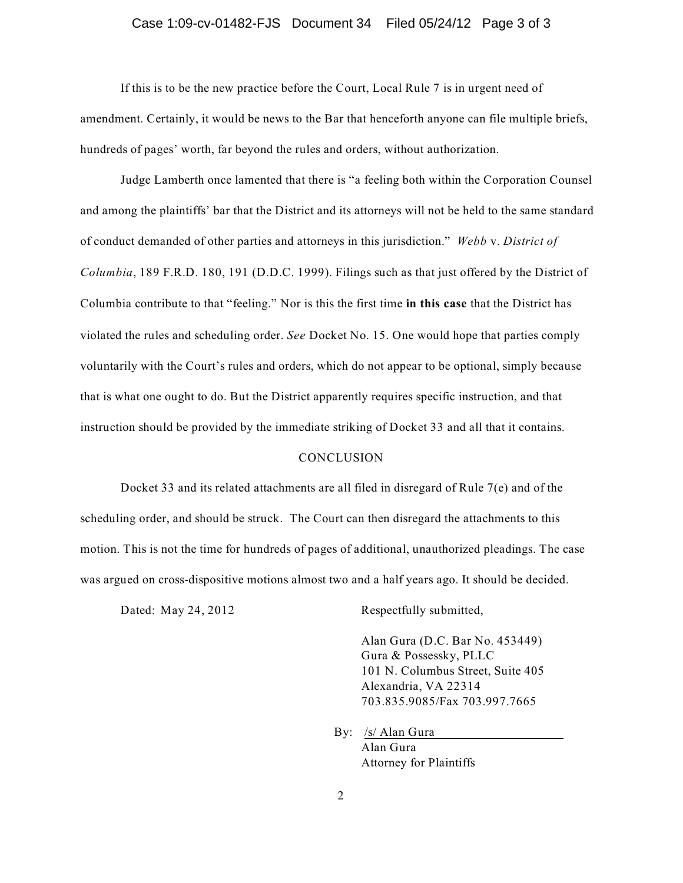If this is to be the new practice before the Court, Local Rule 7 is in urgent need of amendment. Certainly, it would be news to the Bar that henceforth anyone can file multiple briefs, hundreds of pages' worth, far beyond the rules and orders, without authorization.

Judge Lamberth once lamented that there is "a feeling both within the Corporation Counsel and among the plaintiffs' bar that the District and its attorneys will not be held to the same standard of conduct demanded of other parties and attorneys in this jurisdiction." *Webb* v. *District of Columbia*, 189 F.R.D. 180, 191 (D.D.C. 1999). Filings such as that just offered by the District of Columbia contribute to that "feeling." Nor is this the first time **in this case** that the District has violated the rules and scheduling order. *See* Docket No. 15. One would hope that parties comply voluntarily with the Court's rules and orders, which do not appear to be optional, simply because that is what one ought to do. But the District apparently requires specific instruction, and that instruction should be provided by the immediate striking of Docket 33 and all that it contains.

## CONCLUSION

Docket 33 and its related attachments are all filed in disregard of Rule 7(e) and of the scheduling order, and should be struck. The Court can then disregard the attachments to this motion. This is not the time for hundreds of pages of additional, unauthorized pleadings. The case was argued on cross-dispositive motions almost two and a half years ago. It should be decided.

Dated: May 24, 2012

Respectfully submitted,

Alan Gura (D.C. Bar No. 453449)
Gura & Possessky, PLLC
101 N. Columbus Street, Suite 405
Alexandria, VA 22314
703.835.9085/Fax 703.997.7665

By: /s/ Alan Gura
Alan Gura
Attorney for Plaintiffs